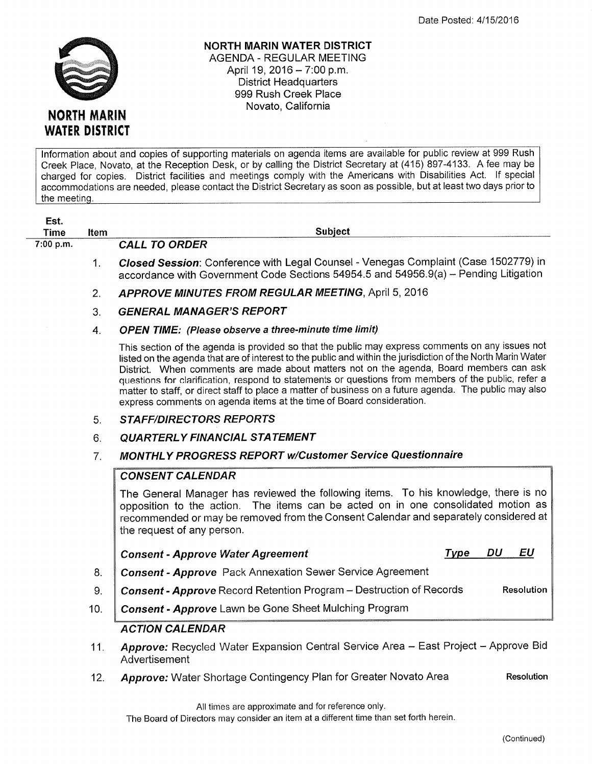Date Posted: 4/15/2016

**NORTH MARIN WATER DISTRICT**

# NORTH MARIN WATER DISTRICT

AGENDA - REGULAR MEETING
April 19, 2016 – 7:00 p.m.
District Headquarters
999 Rush Creek Place
Novato, California

Information about and copies of supporting materials on agenda items are available for public review at 999 Rush Creek Place, Novato, at the Reception Desk, or by calling the District Secretary at (415) 897-4133. A fee may be charged for copies. District facilities and meetings comply with the Americans with Disabilities Act. If special accommodations are needed, please contact the District Secretary as soon as possible, but at least two days prior to the meeting.

| Est. Time | Item | Subject | |
|---|---|---|---|
| 7:00 p.m. | | ***CALL TO ORDER*** | |
| | 1. | ***Closed Session***: Conference with Legal Counsel - Venegas Complaint (Case 1502779) in accordance with Government Code Sections 54954.5 and 54956.9(a) – Pending Litigation | |
| | 2. | ***APPROVE MINUTES FROM REGULAR MEETING***, April 5, 2016 | |
| | 3. | ***GENERAL MANAGER'S REPORT*** | |
| | 4. | ***OPEN TIME: (Please observe a three-minute time limit)*** | |

This section of the agenda is provided so that the public may express comments on any issues not listed on the agenda that are of interest to the public and within the jurisdiction of the North Marin Water District. When comments are made about matters not on the agenda, Board members can ask questions for clarification, respond to statements or questions from members of the public, refer a matter to staff, or direct staff to place a matter of business on a future agenda. The public may also express comments on agenda items at the time of Board consideration.

| Item | Subject | |
|---|---|---|
| 5. | ***STAFF/DIRECTORS REPORTS*** | |
| 6. | ***QUARTERLY FINANCIAL STATEMENT*** | |
| 7. | ***MONTHLY PROGRESS REPORT w/Customer Service Questionnaire*** | |

***CONSENT CALENDAR***

The General Manager has reviewed the following items. To his knowledge, there is no opposition to the action. The items can be acted on in one consolidated motion as recommended or may be removed from the Consent Calendar and separately considered at the request of any person.

| Item | Subject | *Type* | *DU* | *EU* |
|---|---|---|---|---|
| | ***Consent - Approve Water Agreement*** | | | |
| 8. | ***Consent - Approve*** Pack Annexation Sewer Service Agreement | | | |
| 9. | ***Consent - Approve*** Record Retention Program – Destruction of Records | **Resolution** | | |
| 10. | ***Consent - Approve*** Lawn be Gone Sheet Mulching Program | | | |

***ACTION CALENDAR***

| Item | Subject | |
|---|---|---|
| 11. | ***Approve:*** Recycled Water Expansion Central Service Area – East Project – Approve Bid Advertisement | |
| 12. | ***Approve:*** Water Shortage Contingency Plan for Greater Novato Area | **Resolution** |

All times are approximate and for reference only.
The Board of Directors may consider an item at a different time than set forth herein.

(Continued)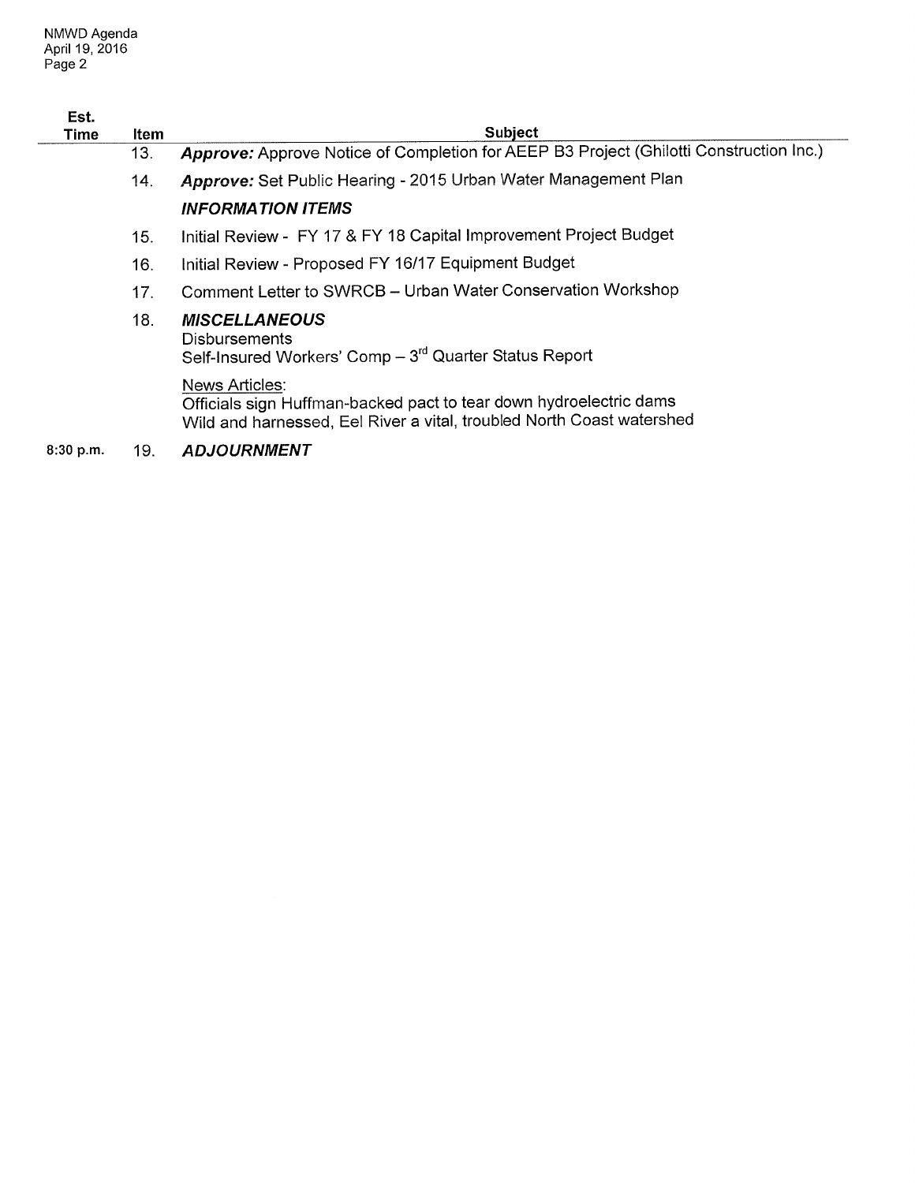| Est. Time | Item | Subject |
| --- | --- | --- |
| | 13. | ***Approve:*** Approve Notice of Completion for AEEP B3 Project (Ghilotti Construction Inc.) |
| | 14. | ***Approve:*** Set Public Hearing - 2015 Urban Water Management Plan |
| | | ***INFORMATION ITEMS*** |
| | 15. | Initial Review - FY 17 & FY 18 Capital Improvement Project Budget |
| | 16. | Initial Review - Proposed FY 16/17 Equipment Budget |
| | 17. | Comment Letter to SWRCB – Urban Water Conservation Workshop |
| | 18. | ***MISCELLANEOUS***<br>Disbursements<br>Self-Insured Workers' Comp – 3rd Quarter Status Report<br><br>News Articles:<br>Officials sign Huffman-backed pact to tear down hydroelectric dams<br>Wild and harnessed, Eel River a vital, troubled North Coast watershed |
| 8:30 p.m. | 19. | ***ADJOURNMENT*** |